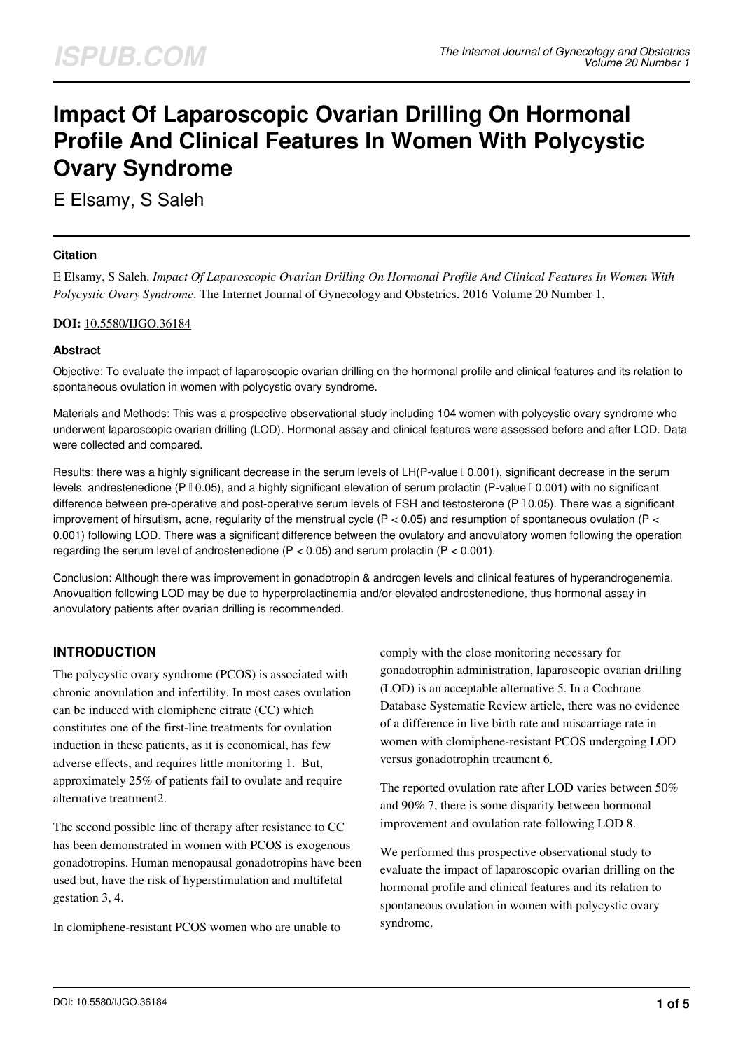# Impact Of Laparoscopic Ovarian Drilling On Hormonal Profile And Clinical Features In Women With Polycystic Ovary Syndrome

E Elsamy, S Saleh

### Citation

E Elsamy, S Saleh. *Impact Of Laparoscopic Ovarian Drilling On Hormonal Profile And Clinical Features In Women With Polycystic Ovary Syndrome*. The Internet Journal of Gynecology and Obstetrics. 2016 Volume 20 Number 1.

**DOI:** 10.5580/IJGO.36184

### Abstract

Objective: To evaluate the impact of laparoscopic ovarian drilling on the hormonal profile and clinical features and its relation to spontaneous ovulation in women with polycystic ovary syndrome.

Materials and Methods: This was a prospective observational study including 104 women with polycystic ovary syndrome who underwent laparoscopic ovarian drilling (LOD). Hormonal assay and clinical features were assessed before and after LOD. Data were collected and compared.

Results: there was a highly significant decrease in the serum levels of LH(P-value  0.001), significant decrease in the serum levels andrestenedione (P  0.05), and a highly significant elevation of serum prolactin (P-value  0.001) with no significant difference between pre-operative and post-operative serum levels of FSH and testosterone (P  0.05). There was a significant improvement of hirsutism, acne, regularity of the menstrual cycle ($P < 0.05$) and resumption of spontaneous ovulation ($P < 0.001$) following LOD. There was a significant difference between the ovulatory and anovulatory women following the operation regarding the serum level of androstenedione ($P < 0.05$) and serum prolactin ($P < 0.001$).

Conclusion: Although there was improvement in gonadotropin & androgen levels and clinical features of hyperandrogenemia. Anovualtion following LOD may be due to hyperprolactinemia and/or elevated androstenedione, thus hormonal assay in anovulatory patients after ovarian drilling is recommended.

## INTRODUCTION

The polycystic ovary syndrome (PCOS) is associated with chronic anovulation and infertility. In most cases ovulation can be induced with clomiphene citrate (CC) which constitutes one of the first-line treatments for ovulation induction in these patients, as it is economical, has few adverse effects, and requires little monitoring 1. But, approximately 25% of patients fail to ovulate and require alternative treatment2.

The second possible line of therapy after resistance to CC has been demonstrated in women with PCOS is exogenous gonadotropins. Human menopausal gonadotropins have been used but, have the risk of hyperstimulation and multifetal gestation 3, 4.

In clomiphene-resistant PCOS women who are unable to comply with the close monitoring necessary for gonadotrophin administration, laparoscopic ovarian drilling (LOD) is an acceptable alternative 5. In a Cochrane Database Systematic Review article, there was no evidence of a difference in live birth rate and miscarriage rate in women with clomiphene-resistant PCOS undergoing LOD versus gonadotrophin treatment 6.

The reported ovulation rate after LOD varies between 50% and 90% 7, there is some disparity between hormonal improvement and ovulation rate following LOD 8.

We performed this prospective observational study to evaluate the impact of laparoscopic ovarian drilling on the hormonal profile and clinical features and its relation to spontaneous ovulation in women with polycystic ovary syndrome.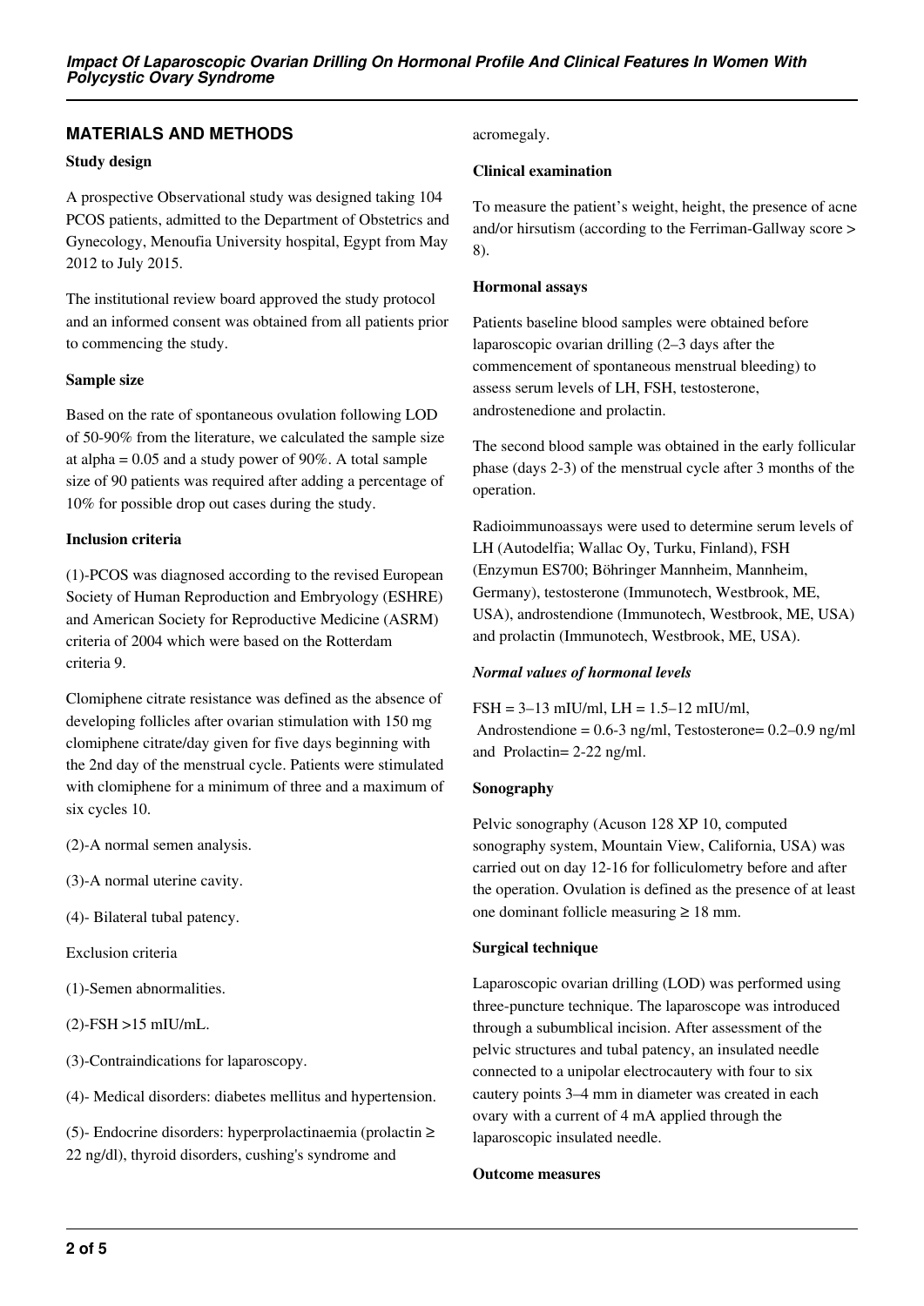## MATERIALS AND METHODS

### Study design

A prospective Observational study was designed taking 104 PCOS patients, admitted to the Department of Obstetrics and Gynecology, Menoufia University hospital, Egypt from May 2012 to July 2015.

The institutional review board approved the study protocol and an informed consent was obtained from all patients prior to commencing the study.

### Sample size

Based on the rate of spontaneous ovulation following LOD of 50-90% from the literature, we calculated the sample size at alpha = 0.05 and a study power of 90%. A total sample size of 90 patients was required after adding a percentage of 10% for possible drop out cases during the study.

### Inclusion criteria

(1)-PCOS was diagnosed according to the revised European Society of Human Reproduction and Embryology (ESHRE) and American Society for Reproductive Medicine (ASRM) criteria of 2004 which were based on the Rotterdam criteria 9.

Clomiphene citrate resistance was defined as the absence of developing follicles after ovarian stimulation with 150 mg clomiphene citrate/day given for five days beginning with the 2nd day of the menstrual cycle. Patients were stimulated with clomiphene for a minimum of three and a maximum of six cycles 10.

(2)-A normal semen analysis.

(3)-A normal uterine cavity.

(4)- Bilateral tubal patency.

Exclusion criteria

(1)-Semen abnormalities.

(2)-FSH >15 mIU/mL.

(3)-Contraindications for laparoscopy.

(4)- Medical disorders: diabetes mellitus and hypertension.

(5)- Endocrine disorders: hyperprolactinaemia (prolactin ≥ 22 ng/dl), thyroid disorders, cushing's syndrome and acromegaly.

### Clinical examination

To measure the patient's weight, height, the presence of acne and/or hirsutism (according to the Ferriman-Gallway score > 8).

### Hormonal assays

Patients baseline blood samples were obtained before laparoscopic ovarian drilling (2–3 days after the commencement of spontaneous menstrual bleeding) to assess serum levels of LH, FSH, testosterone, androstenedione and prolactin.

The second blood sample was obtained in the early follicular phase (days 2-3) of the menstrual cycle after 3 months of the operation.

Radioimmunoassays were used to determine serum levels of LH (Autodelfia; Wallac Oy, Turku, Finland), FSH (Enzymun ES700; Böhringer Mannheim, Mannheim, Germany), testosterone (Immunotech, Westbrook, ME, USA), androstendione (Immunotech, Westbrook, ME, USA) and prolactin (Immunotech, Westbrook, ME, USA).

#### *Normal values of hormonal levels*

FSH = 3–13 mIU/ml, LH = 1.5–12 mIU/ml, Androstendione = 0.6-3 ng/ml, Testosterone= 0.2–0.9 ng/ml and Prolactin= 2-22 ng/ml.

### Sonography

Pelvic sonography (Acuson 128 XP 10, computed sonography system, Mountain View, California, USA) was carried out on day 12-16 for folliculometry before and after the operation. Ovulation is defined as the presence of at least one dominant follicle measuring ≥ 18 mm.

### Surgical technique

Laparoscopic ovarian drilling (LOD) was performed using three-puncture technique. The laparoscope was introduced through a subumblical incision. After assessment of the pelvic structures and tubal patency, an insulated needle connected to a unipolar electrocautery with four to six cautery points 3–4 mm in diameter was created in each ovary with a current of 4 mA applied through the laparoscopic insulated needle.

### Outcome measures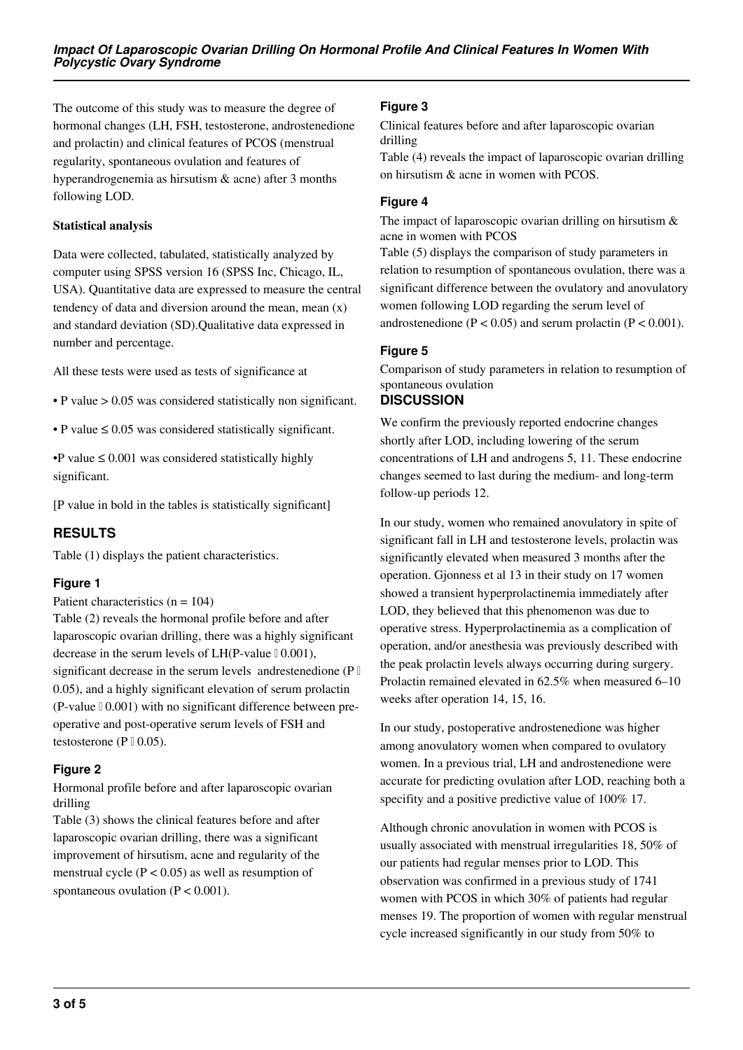The outcome of this study was to measure the degree of hormonal changes (LH, FSH, testosterone, androstenedione and prolactin) and clinical features of PCOS (menstrual regularity, spontaneous ovulation and features of hyperandrogenemia as hirsutism & acne) after 3 months following LOD.

**Statistical analysis**

Data were collected, tabulated, statistically analyzed by computer using SPSS version 16 (SPSS Inc, Chicago, IL, USA). Quantitative data are expressed to measure the central tendency of data and diversion around the mean, mean (x) and standard deviation (SD).Qualitative data expressed in number and percentage.

All these tests were used as tests of significance at

- P value > 0.05 was considered statistically non significant.
- P value ≤ 0.05 was considered statistically significant.
- P value ≤ 0.001 was considered statistically highly significant.

[P value in bold in the tables is statistically significant]

## RESULTS

Table (1) displays the patient characteristics.

### Figure 1

Patient characteristics (n = 104)

Table (2) reveals the hormonal profile before and after laparoscopic ovarian drilling, there was a highly significant decrease in the serum levels of LH(P-value  0.001), significant decrease in the serum levels andrestenedione (P  0.05), and a highly significant elevation of serum prolactin (P-value  0.001) with no significant difference between pre-operative and post-operative serum levels of FSH and testosterone (P  0.05).

### Figure 2

Hormonal profile before and after laparoscopic ovarian drilling

Table (3) shows the clinical features before and after laparoscopic ovarian drilling, there was a significant improvement of hirsutism, acne and regularity of the menstrual cycle (P < 0.05) as well as resumption of spontaneous ovulation (P < 0.001).

### Figure 3

Clinical features before and after laparoscopic ovarian drilling

Table (4) reveals the impact of laparoscopic ovarian drilling on hirsutism & acne in women with PCOS.

### Figure 4

The impact of laparoscopic ovarian drilling on hirsutism & acne in women with PCOS

Table (5) displays the comparison of study parameters in relation to resumption of spontaneous ovulation, there was a significant difference between the ovulatory and anovulatory women following LOD regarding the serum level of androstenedione (P < 0.05) and serum prolactin (P < 0.001).

### Figure 5

Comparison of study parameters in relation to resumption of spontaneous ovulation

## DISCUSSION

We confirm the previously reported endocrine changes shortly after LOD, including lowering of the serum concentrations of LH and androgens 5, 11. These endocrine changes seemed to last during the medium- and long-term follow-up periods 12.

In our study, women who remained anovulatory in spite of significant fall in LH and testosterone levels, prolactin was significantly elevated when measured 3 months after the operation. Gjonness et al 13 in their study on 17 women showed a transient hyperprolactinemia immediately after LOD, they believed that this phenomenon was due to operative stress. Hyperprolactinemia as a complication of operation, and/or anesthesia was previously described with the peak prolactin levels always occurring during surgery. Prolactin remained elevated in 62.5% when measured 6–10 weeks after operation 14, 15, 16.

In our study, postoperative androstenedione was higher among anovulatory women when compared to ovulatory women. In a previous trial, LH and androstenedione were accurate for predicting ovulation after LOD, reaching both a specifity and a positive predictive value of 100% 17.

Although chronic anovulation in women with PCOS is usually associated with menstrual irregularities 18, 50% of our patients had regular menses prior to LOD. This observation was confirmed in a previous study of 1741 women with PCOS in which 30% of patients had regular menses 19. The proportion of women with regular menstrual cycle increased significantly in our study from 50% to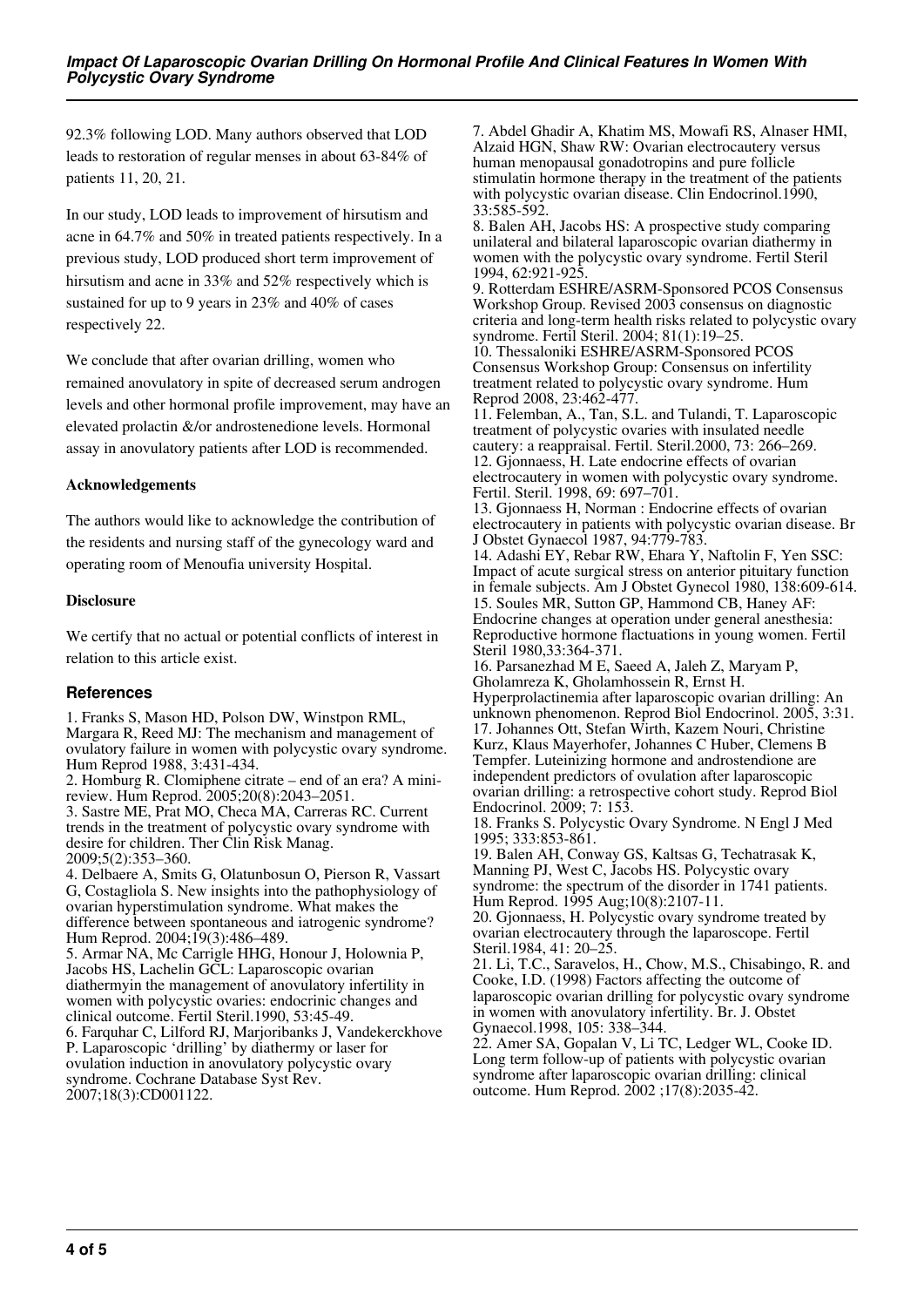92.3% following LOD. Many authors observed that LOD leads to restoration of regular menses in about 63-84% of patients 11, 20, 21.

In our study, LOD leads to improvement of hirsutism and acne in 64.7% and 50% in treated patients respectively. In a previous study, LOD produced short term improvement of hirsutism and acne in 33% and 52% respectively which is sustained for up to 9 years in 23% and 40% of cases respectively 22.

We conclude that after ovarian drilling, women who remained anovulatory in spite of decreased serum androgen levels and other hormonal profile improvement, may have an elevated prolactin &/or androstenedione levels. Hormonal assay in anovulatory patients after LOD is recommended.

**Acknowledgements**

The authors would like to acknowledge the contribution of the residents and nursing staff of the gynecology ward and operating room of Menoufia university Hospital.

**Disclosure**

We certify that no actual or potential conflicts of interest in relation to this article exist.

## References

1. Franks S, Mason HD, Polson DW, Winstpon RML, Margara R, Reed MJ: The mechanism and management of ovulatory failure in women with polycystic ovary syndrome. Hum Reprod 1988, 3:431-434.
2. Homburg R. Clomiphene citrate – end of an era? A mini-review. Hum Reprod. 2005;20(8):2043–2051.
3. Sastre ME, Prat MO, Checa MA, Carreras RC. Current trends in the treatment of polycystic ovary syndrome with desire for children. Ther Clin Risk Manag. 2009;5(2):353–360.
4. Delbaere A, Smits G, Olatunbosun O, Pierson R, Vassart G, Costagliola S. New insights into the pathophysiology of ovarian hyperstimulation syndrome. What makes the difference between spontaneous and iatrogenic syndrome? Hum Reprod. 2004;19(3):486–489.
5. Armar NA, Mc Carrigle HHG, Honour J, Holownia P, Jacobs HS, Lachelin GCL: Laparoscopic ovarian diathermyin the management of anovulatory infertility in women with polycystic ovaries: endocrinic changes and clinical outcome. Fertil Steril.1990, 53:45-49.
6. Farquhar C, Lilford RJ, Marjoribanks J, Vandekerckhove P. Laparoscopic 'drilling' by diathermy or laser for ovulation induction in anovulatory polycystic ovary syndrome. Cochrane Database Syst Rev. 2007;18(3):CD001122.
7. Abdel Ghadir A, Khatim MS, Mowafi RS, Alnaser HMI, Alzaid HGN, Shaw RW: Ovarian electrocautery versus human menopausal gonadotropins and pure follicle stimulatin hormone therapy in the treatment of the patients with polycystic ovarian disease. Clin Endocrinol.1990, 33:585-592.
8. Balen AH, Jacobs HS: A prospective study comparing unilateral and bilateral laparoscopic ovarian diathermy in women with the polycystic ovary syndrome. Fertil Steril 1994, 62:921-925.
9. Rotterdam ESHRE/ASRM-Sponsored PCOS Consensus Workshop Group. Revised 2003 consensus on diagnostic criteria and long-term health risks related to polycystic ovary syndrome. Fertil Steril. 2004; 81(1):19–25.
10. Thessaloniki ESHRE/ASRM-Sponsored PCOS Consensus Workshop Group: Consensus on infertility treatment related to polycystic ovary syndrome. Hum Reprod 2008, 23:462-477.
11. Felemban, A., Tan, S.L. and Tulandi, T. Laparoscopic treatment of polycystic ovaries with insulated needle cautery: a reappraisal. Fertil. Steril.2000, 73: 266–269.
12. Gjonnaess, H. Late endocrine effects of ovarian electrocautery in women with polycystic ovary syndrome. Fertil. Steril. 1998, 69: 697–701.
13. Gjonnaess H, Norman : Endocrine effects of ovarian electrocautery in patients with polycystic ovarian disease. Br J Obstet Gynaecol 1987, 94:779-783.
14. Adashi EY, Rebar RW, Ehara Y, Naftolin F, Yen SSC: Impact of acute surgical stress on anterior pituitary function in female subjects. Am J Obstet Gynecol 1980, 138:609-614.
15. Soules MR, Sutton GP, Hammond CB, Haney AF: Endocrine changes at operation under general anesthesia: Reproductive hormone flactuations in young women. Fertil Steril 1980,33:364-371.
16. Parsanezhad M E, Saeed A, Jaleh Z, Maryam P, Gholamreza K, Gholamhossein R, Ernst H. Hyperprolactinemia after laparoscopic ovarian drilling: An unknown phenomenon. Reprod Biol Endocrinol. 2005, 3:31.
17. Johannes Ott, Stefan Wirth, Kazem Nouri, Christine Kurz, Klaus Mayerhofer, Johannes C Huber, Clemens B Tempfer. Luteinizing hormone and androstendione are independent predictors of ovulation after laparoscopic ovarian drilling: a retrospective cohort study. Reprod Biol Endocrinol. 2009; 7: 153.
18. Franks S. Polycystic Ovary Syndrome. N Engl J Med 1995; 333:853-861.
19. Balen AH, Conway GS, Kaltsas G, Techatrasak K, Manning PJ, West C, Jacobs HS. Polycystic ovary syndrome: the spectrum of the disorder in 1741 patients. Hum Reprod. 1995 Aug;10(8):2107-11.
20. Gjonnaess, H. Polycystic ovary syndrome treated by ovarian electrocautery through the laparoscope. Fertil Steril.1984, 41: 20–25.
21. Li, T.C., Saravelos, H., Chow, M.S., Chisabingo, R. and Cooke, I.D. (1998) Factors affecting the outcome of laparoscopic ovarian drilling for polycystic ovary syndrome in women with anovulatory infertility. Br. J. Obstet Gynaecol.1998, 105: 338–344.
22. Amer SA, Gopalan V, Li TC, Ledger WL, Cooke ID. Long term follow-up of patients with polycystic ovarian syndrome after laparoscopic ovarian drilling: clinical outcome. Hum Reprod. 2002 ;17(8):2035-42.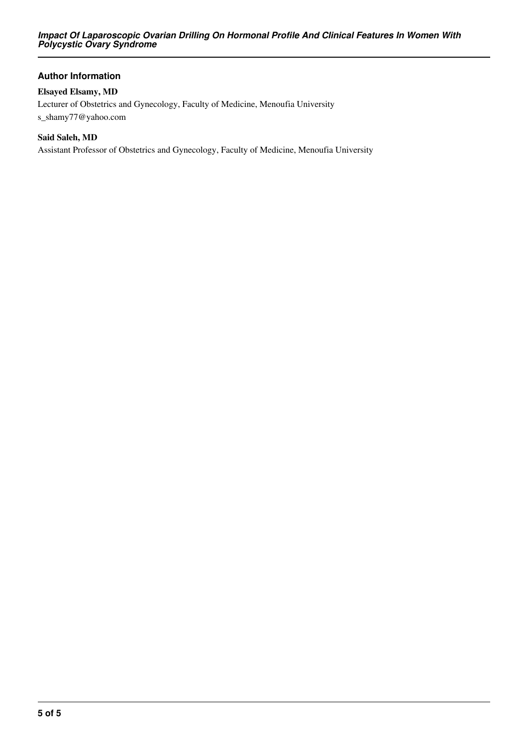## Author Information

**Elsayed Elsamy, MD**

Lecturer of Obstetrics and Gynecology, Faculty of Medicine, Menoufia University

s_shamy77@yahoo.com

**Said Saleh, MD**

Assistant Professor of Obstetrics and Gynecology, Faculty of Medicine, Menoufia University